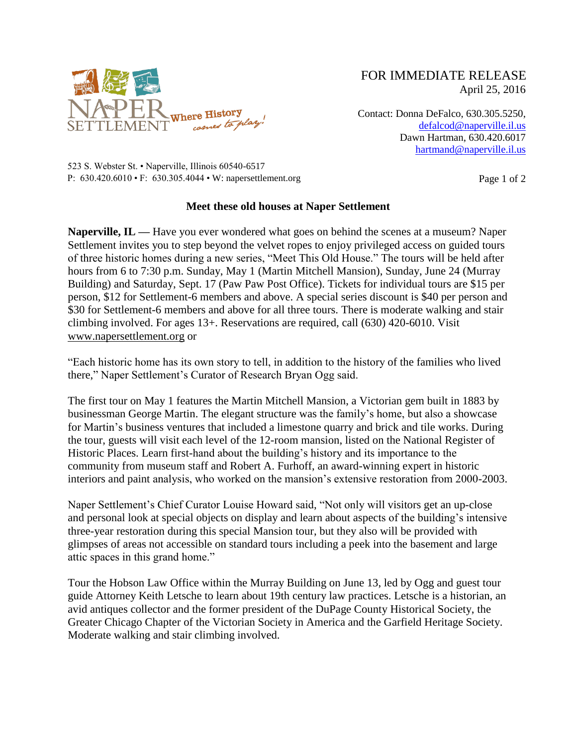NAPER SETTLEMENT Where History comes to play!

FOR IMMEDIATE RELEASE
April 25, 2016

Contact: Donna DeFalco, 630.305.5250,
defalcod@naperville.il.us
Dawn Hartman, 630.420.6017
hartmand@naperville.il.us

523 S. Webster St. • Naperville, Illinois 60540-6517
P: 630.420.6010 • F: 630.305.4044 • W: napersettlement.org

**Meet these old houses at Naper Settlement**

**Naperville, IL —** Have you ever wondered what goes on behind the scenes at a museum? Naper Settlement invites you to step beyond the velvet ropes to enjoy privileged access on guided tours of three historic homes during a new series, "Meet This Old House." The tours will be held after hours from 6 to 7:30 p.m. Sunday, May 1 (Martin Mitchell Mansion), Sunday, June 24 (Murray Building) and Saturday, Sept. 17 (Paw Paw Post Office). Tickets for individual tours are $15 per person, $12 for Settlement-6 members and above. A special series discount is $40 per person and $30 for Settlement-6 members and above for all three tours. There is moderate walking and stair climbing involved. For ages 13+. Reservations are required, call (630) 420-6010. Visit www.napersettlement.org or

"Each historic home has its own story to tell, in addition to the history of the families who lived there," Naper Settlement's Curator of Research Bryan Ogg said.

The first tour on May 1 features the Martin Mitchell Mansion, a Victorian gem built in 1883 by businessman George Martin. The elegant structure was the family's home, but also a showcase for Martin's business ventures that included a limestone quarry and brick and tile works. During the tour, guests will visit each level of the 12-room mansion, listed on the National Register of Historic Places. Learn first-hand about the building's history and its importance to the community from museum staff and Robert A. Furhoff, an award-winning expert in historic interiors and paint analysis, who worked on the mansion's extensive restoration from 2000-2003.

Naper Settlement's Chief Curator Louise Howard said, "Not only will visitors get an up-close and personal look at special objects on display and learn about aspects of the building's intensive three-year restoration during this special Mansion tour, but they also will be provided with glimpses of areas not accessible on standard tours including a peek into the basement and large attic spaces in this grand home."

Tour the Hobson Law Office within the Murray Building on June 13, led by Ogg and guest tour guide Attorney Keith Letsche to learn about 19th century law practices. Letsche is a historian, an avid antiques collector and the former president of the DuPage County Historical Society, the Greater Chicago Chapter of the Victorian Society in America and the Garfield Heritage Society. Moderate walking and stair climbing involved.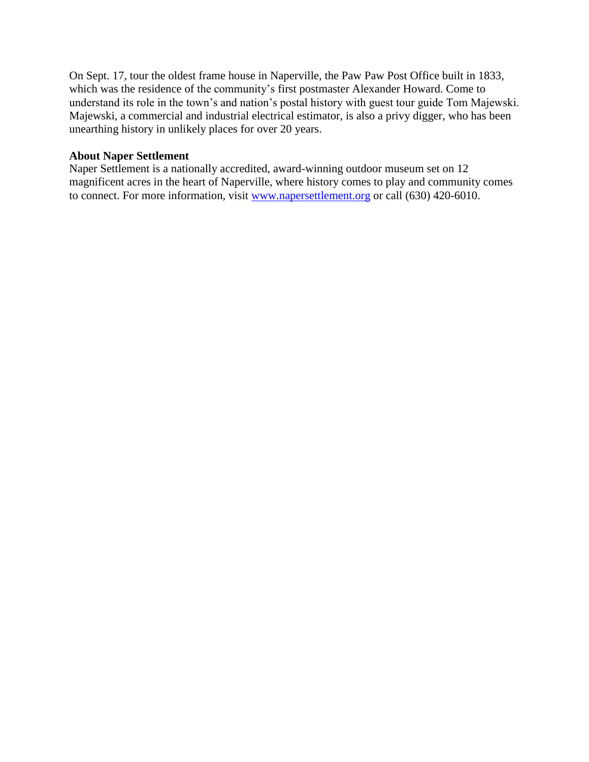On Sept. 17, tour the oldest frame house in Naperville, the Paw Paw Post Office built in 1833, which was the residence of the community's first postmaster Alexander Howard. Come to understand its role in the town's and nation's postal history with guest tour guide Tom Majewski. Majewski, a commercial and industrial electrical estimator, is also a privy digger, who has been unearthing history in unlikely places for over 20 years.

**About Naper Settlement**

Naper Settlement is a nationally accredited, award-winning outdoor museum set on 12 magnificent acres in the heart of Naperville, where history comes to play and community comes to connect. For more information, visit [www.napersettlement.org](http://www.napersettlement.org) or call (630) 420-6010.